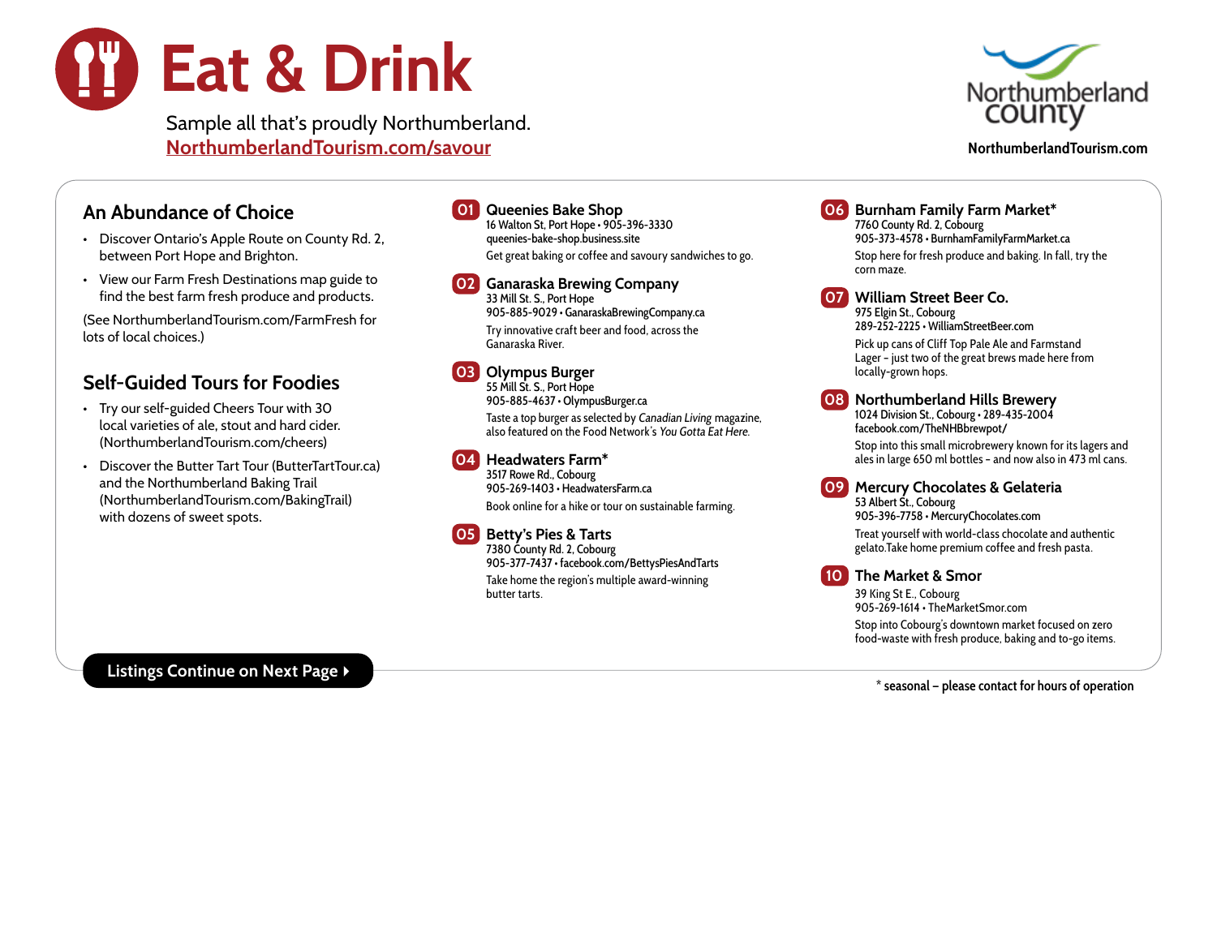# Eat & Drink

Sample all that's proudly Northumberland.
NorthumberlandTourism.com/savour

Northumberland County
NorthumberlandTourism.com

## An Abundance of Choice

- Discover Ontario's Apple Route on County Rd. 2, between Port Hope and Brighton.
- View our Farm Fresh Destinations map guide to find the best farm fresh produce and products.

(See NorthumberlandTourism.com/FarmFresh for lots of local choices.)

## Self-Guided Tours for Foodies

- Try our self-guided Cheers Tour with 30 local varieties of ale, stout and hard cider. (NorthumberlandTourism.com/cheers)
- Discover the Butter Tart Tour (ButterTartTour.ca) and the Northumberland Baking Trail (NorthumberlandTourism.com/BakingTrail) with dozens of sweet spots.

**Listings Continue on Next Page ▸**

### 01 Queenies Bake Shop
16 Walton St, Port Hope • 905-396-3330
queenies-bake-shop.business.site

Get great baking or coffee and savoury sandwiches to go.

### 02 Ganaraska Brewing Company
33 Mill St. S., Port Hope
905-885-9029 • GanaraskaBrewingCompany.ca

Try innovative craft beer and food, across the Ganaraska River.

### 03 Olympus Burger
55 Mill St. S., Port Hope
905-885-4637 • OlympusBurger.ca

Taste a top burger as selected by *Canadian Living* magazine, also featured on the Food Network's *You Gotta Eat Here.*

### 04 Headwaters Farm*
3517 Rowe Rd., Cobourg
905-269-1403 • HeadwatersFarm.ca

Book online for a hike or tour on sustainable farming.

### 05 Betty's Pies & Tarts
7380 County Rd. 2, Cobourg
905-377-7437 • facebook.com/BettysPiesAndTarts

Take home the region's multiple award-winning butter tarts.

### 06 Burnham Family Farm Market*
7760 County Rd. 2, Cobourg
905-373-4578 • BurnhamFamilyFarmMarket.ca

Stop here for fresh produce and baking. In fall, try the corn maze.

### 07 William Street Beer Co.
975 Elgin St., Cobourg
289-252-2225 • WilliamStreetBeer.com

Pick up cans of Cliff Top Pale Ale and Farmstand Lager – just two of the great brews made here from locally-grown hops.

### 08 Northumberland Hills Brewery
1024 Division St., Cobourg • 289-435-2004
facebook.com/TheNHBbrewpot/

Stop into this small microbrewery known for its lagers and ales in large 650 ml bottles – and now also in 473 ml cans.

### 09 Mercury Chocolates & Gelateria
53 Albert St., Cobourg
905-396-7758 • MercuryChocolates.com

Treat yourself with world-class chocolate and authentic gelato.Take home premium coffee and fresh pasta.

### 10 The Market & Smor
39 King St E., Cobourg
905-269-1614 • TheMarketSmor.com

Stop into Cobourg's downtown market focused on zero food-waste with fresh produce, baking and to-go items.

* seasonal – please contact for hours of operation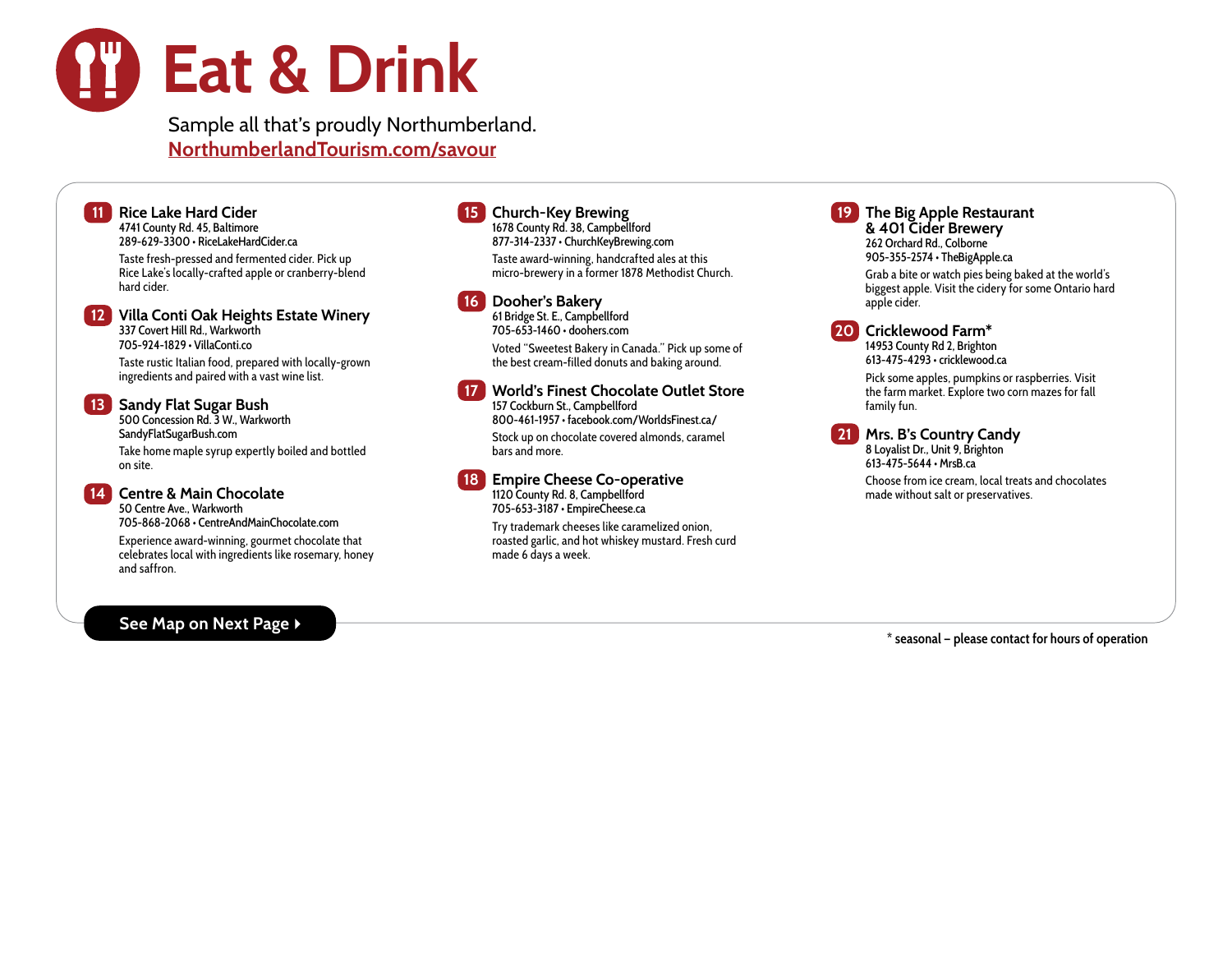# Eat & Drink

Sample all that's proudly Northumberland.
NorthumberlandTourism.com/savour

### 11 Rice Lake Hard Cider

4741 County Rd. 45, Baltimore
289-629-3300 • RiceLakeHardCider.ca

Taste fresh-pressed and fermented cider. Pick up Rice Lake's locally-crafted apple or cranberry-blend hard cider.

### 12 Villa Conti Oak Heights Estate Winery

337 Covert Hill Rd., Warkworth
705-924-1829 • VillaConti.co

Taste rustic Italian food, prepared with locally-grown ingredients and paired with a vast wine list.

### 13 Sandy Flat Sugar Bush

500 Concession Rd. 3 W., Warkworth
SandyFlatSugarBush.com

Take home maple syrup expertly boiled and bottled on site.

### 14 Centre & Main Chocolate

50 Centre Ave., Warkworth
705-868-2068 • CentreAndMainChocolate.com

Experience award-winning, gourmet chocolate that celebrates local with ingredients like rosemary, honey and saffron.

### 15 Church-Key Brewing

1678 County Rd. 38, Campbellford
877-314-2337 • ChurchKeyBrewing.com

Taste award-winning, handcrafted ales at this micro-brewery in a former 1878 Methodist Church.

### 16 Dooher's Bakery

61 Bridge St. E., Campbellford
705-653-1460 • doohers.com

Voted "Sweetest Bakery in Canada." Pick up some of the best cream-filled donuts and baking around.

### 17 World's Finest Chocolate Outlet Store

157 Cockburn St., Campbellford
800-461-1957 • facebook.com/WorldsFinest.ca/

Stock up on chocolate covered almonds, caramel bars and more.

### 18 Empire Cheese Co-operative

1120 County Rd. 8, Campbellford
705-653-3187 • EmpireCheese.ca

Try trademark cheeses like caramelized onion, roasted garlic, and hot whiskey mustard. Fresh curd made 6 days a week.

### 19 The Big Apple Restaurant & 401 Cider Brewery

262 Orchard Rd., Colborne
905-355-2574 • TheBigApple.ca

Grab a bite or watch pies being baked at the world's biggest apple. Visit the cidery for some Ontario hard apple cider.

### 20 Cricklewood Farm*

14953 County Rd 2, Brighton
613-475-4293 • cricklewood.ca

Pick some apples, pumpkins or raspberries. Visit the farm market. Explore two corn mazes for fall family fun.

### 21 Mrs. B's Country Candy

8 Loyalist Dr., Unit 9, Brighton
613-475-5644 • MrsB.ca

Choose from ice cream, local treats and chocolates made without salt or preservatives.

See Map on Next Page ▸

* seasonal – please contact for hours of operation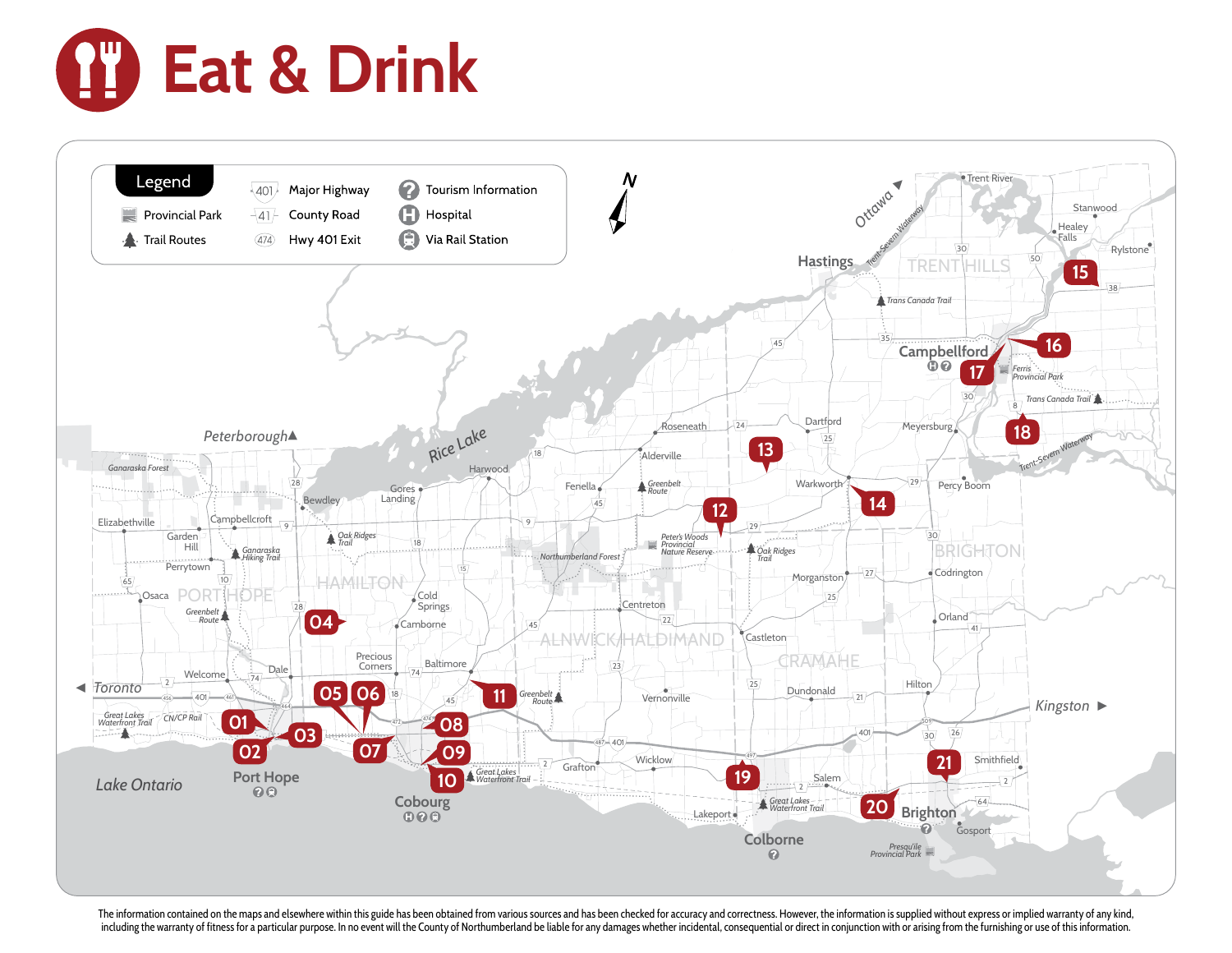# Eat & Drink

**Legend**

- Provincial Park
- Trail Routes
- 401 Major Highway
- 41 County Road
- 474 Hwy 401 Exit
- Tourism Information
- Hospital
- Via Rail Station

N

Ottawa
Trent-Severn Waterway
Trent River
Stanwood
Healey Falls
Rylstone
Hastings
TRENT HILLS
Trans Canada Trail
Campbellford
Ferris Provincial Park
Trans Canada Trail
Dartford
Meyersburg
Trent-Severn Waterway
Roseneath
Alderville
Greenbelt Route
Warkworth
Percy Boom
Peterborough
Rice Lake
Harwood
Gores Landing
Fenella
Ganaraska Forest
Bewdley
Elizabethville
Campbellcroft
Garden Hill
Oak Ridges Trail
Ganaraska Hiking Trail
Perrytown
Peter's Woods Provincial Nature Reserve
Oak Ridges Trail
Northumberland Forest
Morganston
BRIGHTON
Codrington
Osaca
PORT HOPE
HAMILTON
Cold Springs
Greenbelt Route
Camborne
Centreton
Orland
ALNWICK/HALDIMAND
Castleton
CRAMAHE
Precious Corners
Baltimore
Toronto
Welcome
Dale
Greenbelt Route
Vernonville
Dundonald
Hilton
Kingston
Great Lakes Waterfront Trail
CN/CP Rail
Great Lakes Waterfront Trail
Grafton
Wicklow
Smithfield
Salem
Great Lakes Waterfront Trail
Lake Ontario
Port Hope
Cobourg
Lakeport
Colborne
Brighton
Gosport
Presqu'ile Provincial Park

01 02 03 04 05 06 07 08 09 10 11 12 13 14 15 16 17 18 19 20 21

The information contained on the maps and elsewhere within this guide has been obtained from various sources and has been checked for accuracy and correctness. However, the information is supplied without express or implied warranty of any kind, including the warranty of fitness for a particular purpose. In no event will the County of Northumberland be liable for any damages whether incidental, consequential or direct in conjunction with or arising from the furnishing or use of this information.